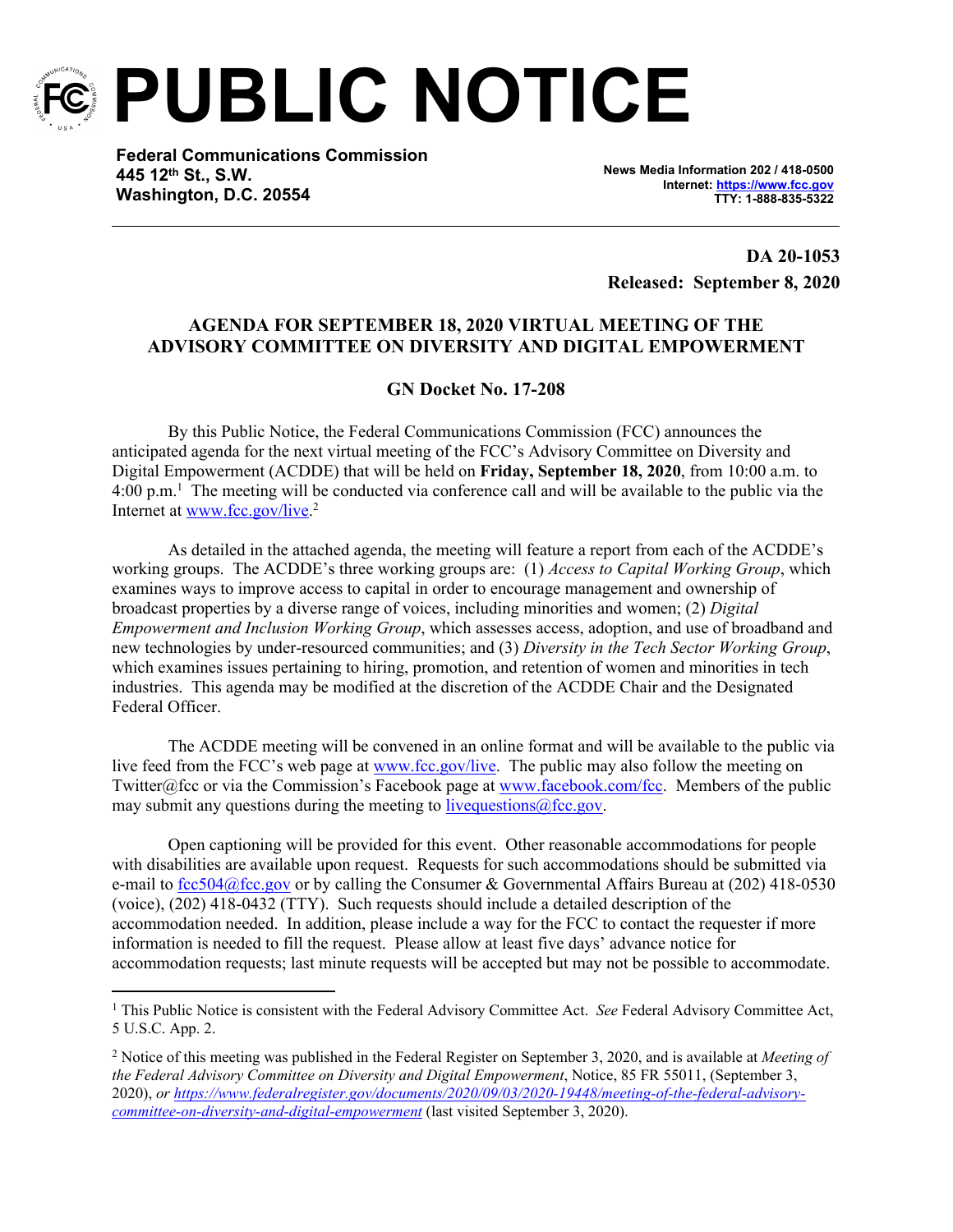# PUBLIC NOTICE

**Federal Communications Commission**
**445 12th St., S.W.**
**Washington, D.C. 20554**

**News Media Information 202 / 418-0500**
**Internet: https://www.fcc.gov**
**TTY: 1-888-835-5322**

**DA 20-1053**
**Released: September 8, 2020**

## AGENDA FOR SEPTEMBER 18, 2020 VIRTUAL MEETING OF THE ADVISORY COMMITTEE ON DIVERSITY AND DIGITAL EMPOWERMENT

### GN Docket No. 17-208

By this Public Notice, the Federal Communications Commission (FCC) announces the anticipated agenda for the next virtual meeting of the FCC's Advisory Committee on Diversity and Digital Empowerment (ACDDE) that will be held on **Friday, September 18, 2020**, from 10:00 a.m. to 4:00 p.m.[1] The meeting will be conducted via conference call and will be available to the public via the Internet at www.fcc.gov/live.[2]

As detailed in the attached agenda, the meeting will feature a report from each of the ACDDE's working groups. The ACDDE's three working groups are: (1) *Access to Capital Working Group*, which examines ways to improve access to capital in order to encourage management and ownership of broadcast properties by a diverse range of voices, including minorities and women; (2) *Digital Empowerment and Inclusion Working Group*, which assesses access, adoption, and use of broadband and new technologies by under-resourced communities; and (3) *Diversity in the Tech Sector Working Group*, which examines issues pertaining to hiring, promotion, and retention of women and minorities in tech industries. This agenda may be modified at the discretion of the ACDDE Chair and the Designated Federal Officer.

The ACDDE meeting will be convened in an online format and will be available to the public via live feed from the FCC's web page at www.fcc.gov/live. The public may also follow the meeting on Twitter@fcc or via the Commission's Facebook page at www.facebook.com/fcc. Members of the public may submit any questions during the meeting to livequestions@fcc.gov.

Open captioning will be provided for this event. Other reasonable accommodations for people with disabilities are available upon request. Requests for such accommodations should be submitted via e-mail to fcc504@fcc.gov or by calling the Consumer & Governmental Affairs Bureau at (202) 418-0530 (voice), (202) 418-0432 (TTY). Such requests should include a detailed description of the accommodation needed. In addition, please include a way for the FCC to contact the requester if more information is needed to fill the request. Please allow at least five days' advance notice for accommodation requests; last minute requests will be accepted but may not be possible to accommodate.

---

[1] This Public Notice is consistent with the Federal Advisory Committee Act. *See* Federal Advisory Committee Act, 5 U.S.C. App. 2.

[2] Notice of this meeting was published in the Federal Register on September 3, 2020, and is available at *Meeting of the Federal Advisory Committee on Diversity and Digital Empowerment*, Notice, 85 FR 55011, (September 3, 2020), *or https://www.federalregister.gov/documents/2020/09/03/2020-19448/meeting-of-the-federal-advisory-committee-on-diversity-and-digital-empowerment* (last visited September 3, 2020).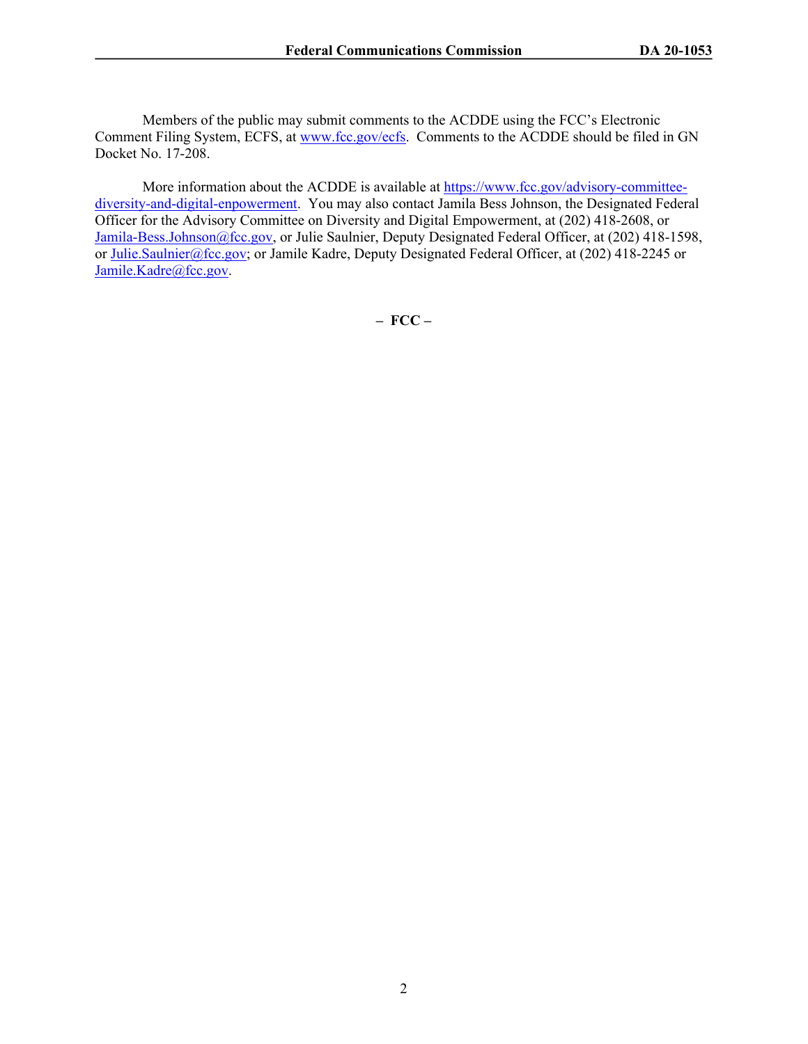Members of the public may submit comments to the ACDDE using the FCC's Electronic Comment Filing System, ECFS, at [www.fcc.gov/ecfs](www.fcc.gov/ecfs). Comments to the ACDDE should be filed in GN Docket No. 17-208.

More information about the ACDDE is available at [https://www.fcc.gov/advisory-committee-diversity-and-digital-enpowerment](https://www.fcc.gov/advisory-committee-diversity-and-digital-enpowerment). You may also contact Jamila Bess Johnson, the Designated Federal Officer for the Advisory Committee on Diversity and Digital Empowerment, at (202) 418-2608, or [Jamila-Bess.Johnson@fcc.gov](mailto:Jamila-Bess.Johnson@fcc.gov), or Julie Saulnier, Deputy Designated Federal Officer, at (202) 418-1598, or [Julie.Saulnier@fcc.gov](mailto:Julie.Saulnier@fcc.gov); or Jamile Kadre, Deputy Designated Federal Officer, at (202) 418-2245 or [Jamile.Kadre@fcc.gov](mailto:Jamile.Kadre@fcc.gov).

**– FCC –**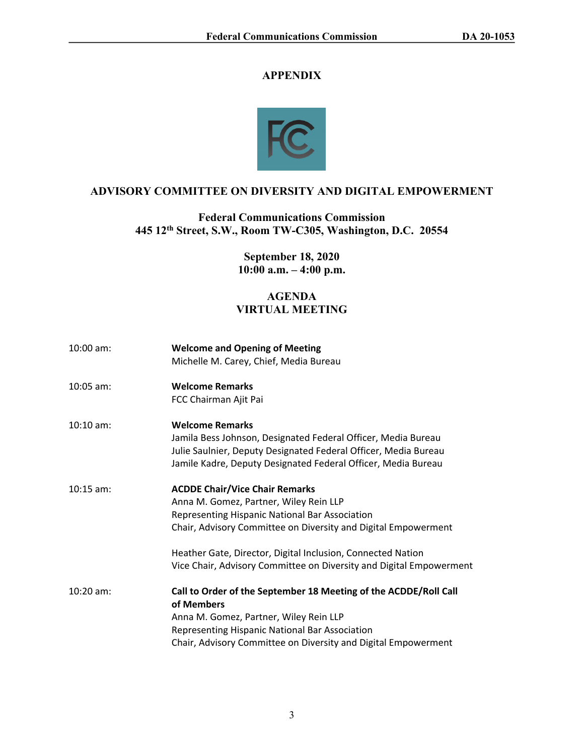# APPENDIX

## ADVISORY COMMITTEE ON DIVERSITY AND DIGITAL EMPOWERMENT

**Federal Communications Commission**
**445 12th Street, S.W., Room TW-C305, Washington, D.C. 20554**

**September 18, 2020**
**10:00 a.m. – 4:00 p.m.**

## AGENDA
## VIRTUAL MEETING

10:00 am: **Welcome and Opening of Meeting**
Michelle M. Carey, Chief, Media Bureau

10:05 am: **Welcome Remarks**
FCC Chairman Ajit Pai

10:10 am: **Welcome Remarks**
Jamila Bess Johnson, Designated Federal Officer, Media Bureau
Julie Saulnier, Deputy Designated Federal Officer, Media Bureau
Jamile Kadre, Deputy Designated Federal Officer, Media Bureau

10:15 am: **ACDDE Chair/Vice Chair Remarks**
Anna M. Gomez, Partner, Wiley Rein LLP
Representing Hispanic National Bar Association
Chair, Advisory Committee on Diversity and Digital Empowerment

Heather Gate, Director, Digital Inclusion, Connected Nation
Vice Chair, Advisory Committee on Diversity and Digital Empowerment

10:20 am: **Call to Order of the September 18 Meeting of the ACDDE/Roll Call of Members**
Anna M. Gomez, Partner, Wiley Rein LLP
Representing Hispanic National Bar Association
Chair, Advisory Committee on Diversity and Digital Empowerment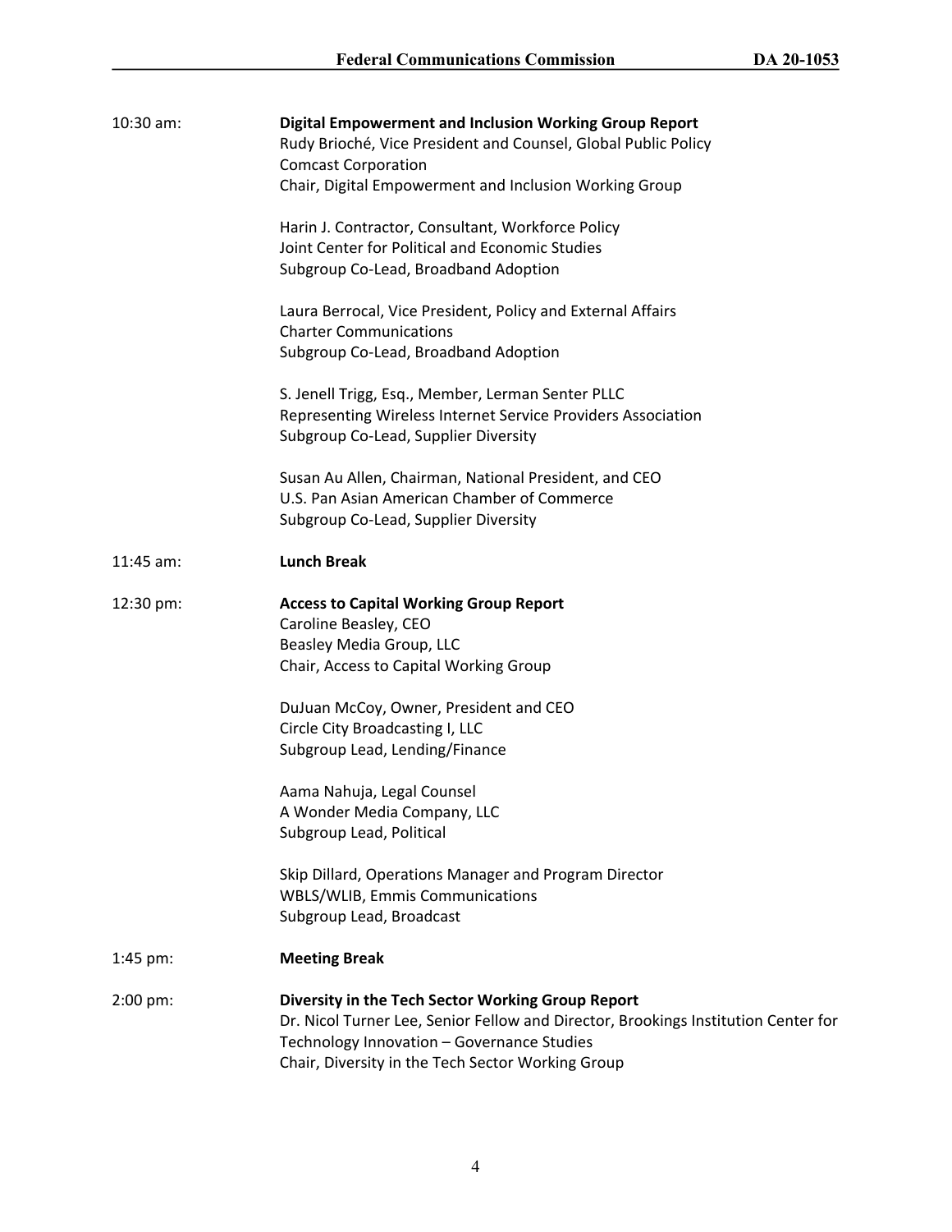10:30 am: **Digital Empowerment and Inclusion Working Group Report**
Rudy Brioché, Vice President and Counsel, Global Public Policy
Comcast Corporation
Chair, Digital Empowerment and Inclusion Working Group

Harin J. Contractor, Consultant, Workforce Policy
Joint Center for Political and Economic Studies
Subgroup Co-Lead, Broadband Adoption

Laura Berrocal, Vice President, Policy and External Affairs
Charter Communications
Subgroup Co-Lead, Broadband Adoption

S. Jenell Trigg, Esq., Member, Lerman Senter PLLC
Representing Wireless Internet Service Providers Association
Subgroup Co-Lead, Supplier Diversity

Susan Au Allen, Chairman, National President, and CEO
U.S. Pan Asian American Chamber of Commerce
Subgroup Co-Lead, Supplier Diversity

11:45 am: **Lunch Break**

12:30 pm: **Access to Capital Working Group Report**
Caroline Beasley, CEO
Beasley Media Group, LLC
Chair, Access to Capital Working Group

DuJuan McCoy, Owner, President and CEO
Circle City Broadcasting I, LLC
Subgroup Lead, Lending/Finance

Aama Nahuja, Legal Counsel
A Wonder Media Company, LLC
Subgroup Lead, Political

Skip Dillard, Operations Manager and Program Director
WBLS/WLIB, Emmis Communications
Subgroup Lead, Broadcast

1:45 pm: **Meeting Break**

2:00 pm: **Diversity in the Tech Sector Working Group Report**
Dr. Nicol Turner Lee, Senior Fellow and Director, Brookings Institution Center for Technology Innovation – Governance Studies
Chair, Diversity in the Tech Sector Working Group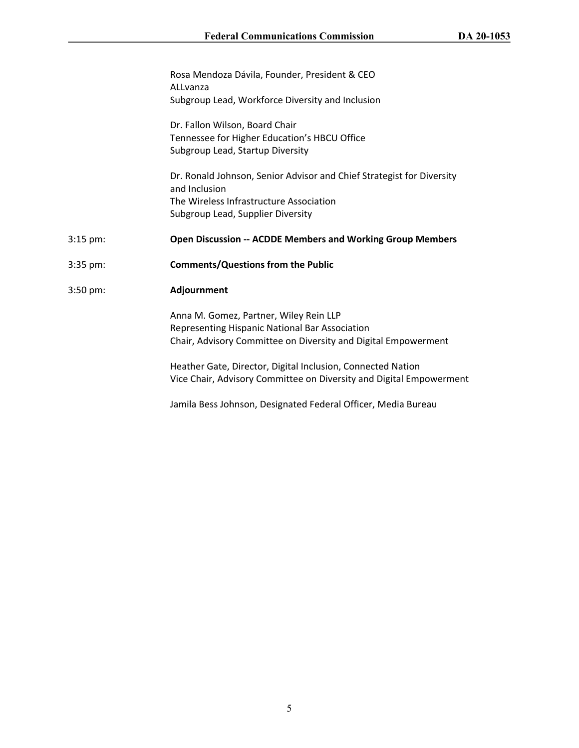Rosa Mendoza Dávila, Founder, President & CEO
ALLvanza
Subgroup Lead, Workforce Diversity and Inclusion

Dr. Fallon Wilson, Board Chair
Tennessee for Higher Education's HBCU Office
Subgroup Lead, Startup Diversity

Dr. Ronald Johnson, Senior Advisor and Chief Strategist for Diversity and Inclusion
The Wireless Infrastructure Association
Subgroup Lead, Supplier Diversity

3:15 pm: **Open Discussion -- ACDDE Members and Working Group Members**

3:35 pm: **Comments/Questions from the Public**

3:50 pm: **Adjournment**

Anna M. Gomez, Partner, Wiley Rein LLP
Representing Hispanic National Bar Association
Chair, Advisory Committee on Diversity and Digital Empowerment

Heather Gate, Director, Digital Inclusion, Connected Nation
Vice Chair, Advisory Committee on Diversity and Digital Empowerment

Jamila Bess Johnson, Designated Federal Officer, Media Bureau